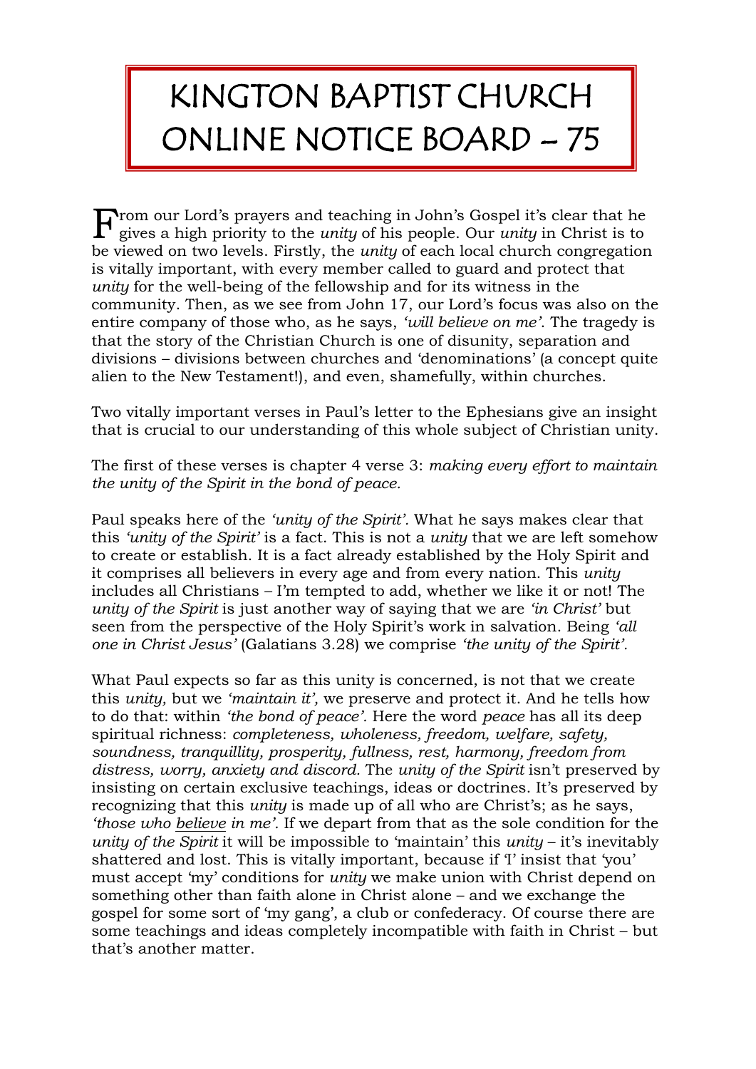# KINGTON BAPTIST CHURCH ONLINE NOTICE BOARD – 75

From our Lord's prayers and teaching in John's Gospel it's clear that he gives a high priority to the *unity* of his people. Our *unity* in Christ is to be viewed on two levels. Firstly, the *unity* of each local church congregation is vitally important, with every member called to guard and protect that *unity* for the well-being of the fellowship and for its witness in the community. Then, as we see from John 17, our Lord's focus was also on the entire company of those who, as he says, *'will believe on me'*. The tragedy is that the story of the Christian Church is one of disunity, separation and divisions – divisions between churches and 'denominations' (a concept quite alien to the New Testament!), and even, shamefully, within churches.

Two vitally important verses in Paul's letter to the Ephesians give an insight that is crucial to our understanding of this whole subject of Christian unity.

The first of these verses is chapter 4 verse 3: *making every effort to maintain the unity of the Spirit in the bond of peace.*

Paul speaks here of the *'unity of the Spirit'*. What he says makes clear that this *'unity of the Spirit'* is a fact. This is not a *unity* that we are left somehow to create or establish. It is a fact already established by the Holy Spirit and it comprises all believers in every age and from every nation. This *unity* includes all Christians – I'm tempted to add, whether we like it or not! The *unity of the Spirit* is just another way of saying that we are *'in Christ'* but seen from the perspective of the Holy Spirit's work in salvation. Being *'all one in Christ Jesus'* (Galatians 3.28) we comprise *'the unity of the Spirit'*.

What Paul expects so far as this unity is concerned, is not that we create this *unity,* but we *'maintain it',* we preserve and protect it. And he tells how to do that: within *'the bond of peace'*. Here the word *peace* has all its deep spiritual richness: *completeness, wholeness, freedom, welfare, safety, soundness, tranquillity, prosperity, fullness, rest, harmony, freedom from distress, worry, anxiety and discord.* The *unity of the Spirit* isn't preserved by insisting on certain exclusive teachings, ideas or doctrines. It's preserved by recognizing that this *unity* is made up of all who are Christ's; as he says, *'those who <u>believe</u> in me'*. If we depart from that as the sole condition for the *unity of the Spirit* it will be impossible to 'maintain' this *unity* – it's inevitably shattered and lost. This is vitally important, because if 'I' insist that 'you' must accept 'my' conditions for *unity* we make union with Christ depend on something other than faith alone in Christ alone – and we exchange the gospel for some sort of 'my gang', a club or confederacy. Of course there are some teachings and ideas completely incompatible with faith in Christ – but that's another matter.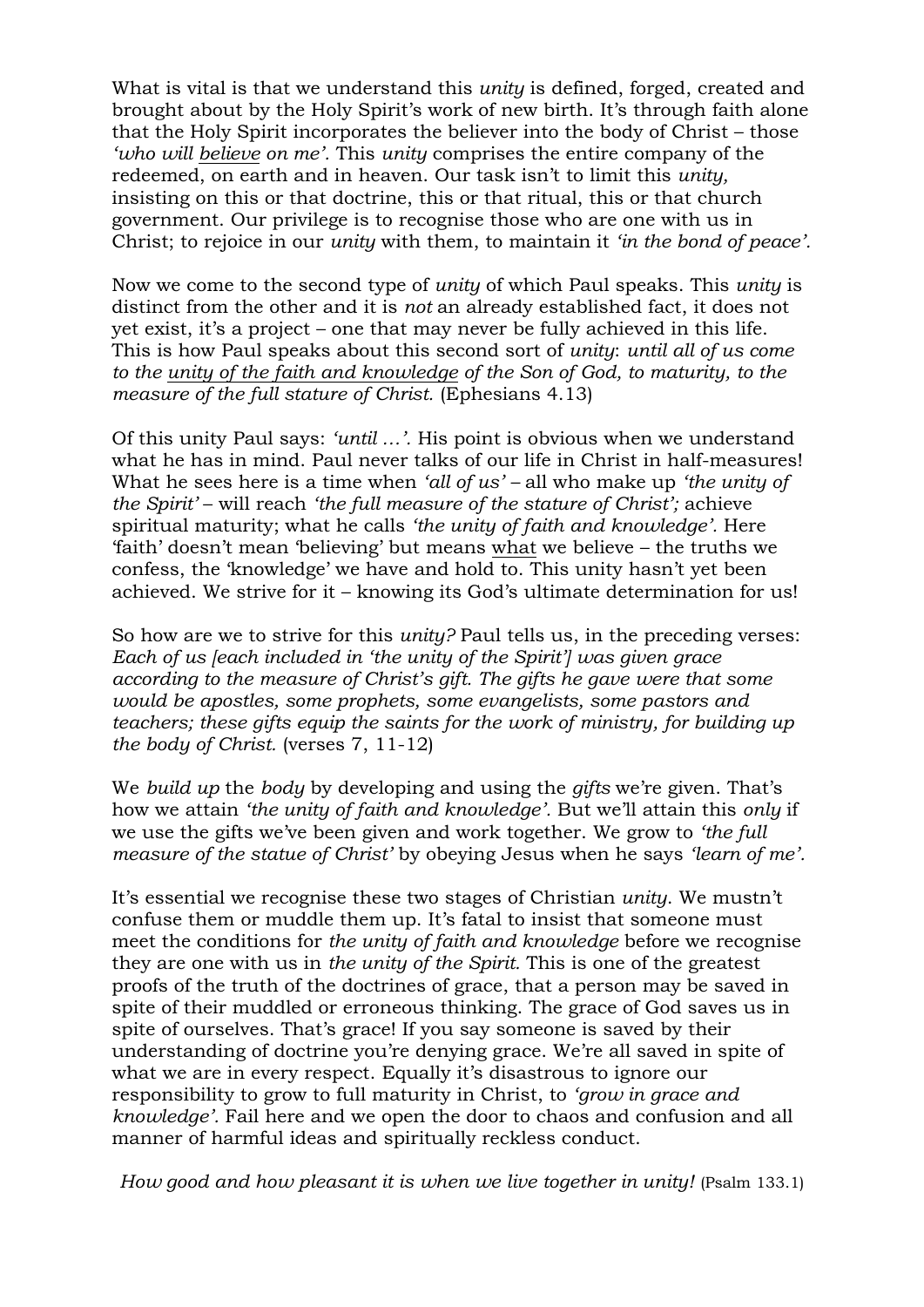What is vital is that we understand this *unity* is defined, forged, created and brought about by the Holy Spirit's work of new birth. It's through faith alone that the Holy Spirit incorporates the believer into the body of Christ – those *'who will <u>believe</u> on me'*. This *unity* comprises the entire company of the redeemed, on earth and in heaven. Our task isn't to limit this *unity,* insisting on this or that doctrine, this or that ritual, this or that church government. Our privilege is to recognise those who are one with us in Christ; to rejoice in our *unity* with them, to maintain it *'in the bond of peace'*.

Now we come to the second type of *unity* of which Paul speaks. This *unity* is distinct from the other and it is *not* an already established fact, it does not yet exist, it's a project – one that may never be fully achieved in this life. This is how Paul speaks about this second sort of *unity*: *until all of us come to the <u>unity of the faith and knowledge</u> of the Son of God, to maturity, to the measure of the full stature of Christ.* (Ephesians 4.13)

Of this unity Paul says: *'until …'*. His point is obvious when we understand what he has in mind. Paul never talks of our life in Christ in half-measures! What he sees here is a time when *'all of us'* – all who make up *'the unity of the Spirit'* – will reach *'the full measure of the stature of Christ';* achieve spiritual maturity; what he calls *'the unity of faith and knowledge'*. Here 'faith' doesn't mean 'believing' but means <u>what</u> we believe – the truths we confess, the 'knowledge' we have and hold to. This unity hasn't yet been achieved. We strive for it – knowing its God's ultimate determination for us!

So how are we to strive for this *unity?* Paul tells us, in the preceding verses: *Each of us [each included in 'the unity of the Spirit'] was given grace according to the measure of Christ's gift. The gifts he gave were that some would be apostles, some prophets, some evangelists, some pastors and teachers; these gifts equip the saints for the work of ministry, for building up the body of Christ.* (verses 7, 11-12)

We *build up* the *body* by developing and using the *gifts* we're given. That's how we attain *'the unity of faith and knowledge'*. But we'll attain this *only* if we use the gifts we've been given and work together. We grow to *'the full measure of the statue of Christ'* by obeying Jesus when he says *'learn of me'*.

It's essential we recognise these two stages of Christian *unity*. We mustn't confuse them or muddle them up. It's fatal to insist that someone must meet the conditions for *the unity of faith and knowledge* before we recognise they are one with us in *the unity of the Spirit.* This is one of the greatest proofs of the truth of the doctrines of grace, that a person may be saved in spite of their muddled or erroneous thinking. The grace of God saves us in spite of ourselves. That's grace! If you say someone is saved by their understanding of doctrine you're denying grace. We're all saved in spite of what we are in every respect. Equally it's disastrous to ignore our responsibility to grow to full maturity in Christ, to *'grow in grace and knowledge'*. Fail here and we open the door to chaos and confusion and all manner of harmful ideas and spiritually reckless conduct.

*How good and how pleasant it is when we live together in unity!* (Psalm 133.1)